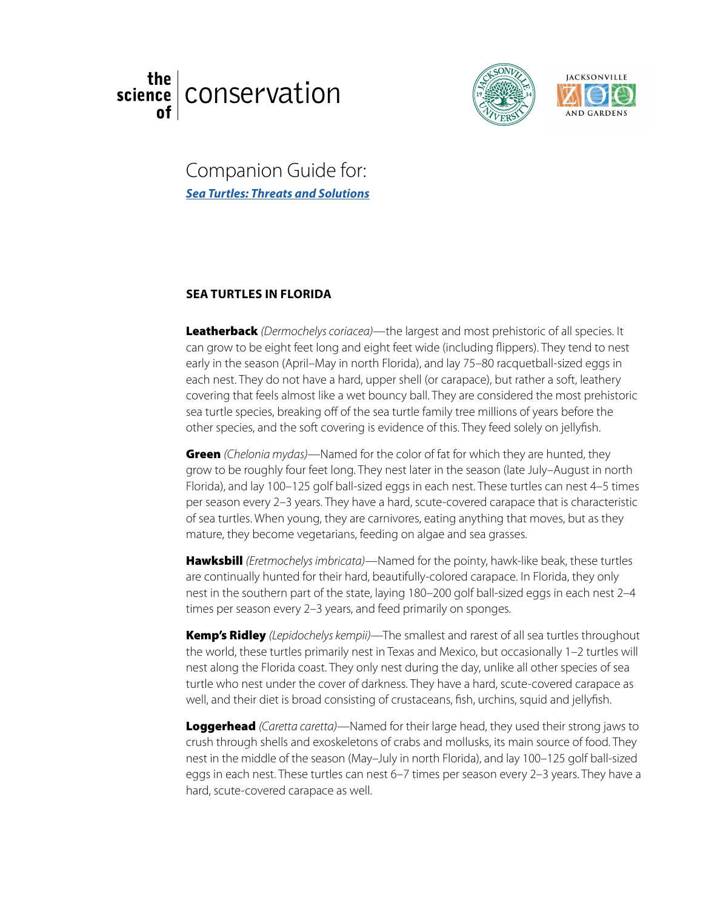the science of | conservation

JACKSONVILLE ZOO AND GARDENS

# Companion Guide for:

***Sea Turtles: Threats and Solutions***

## SEA TURTLES IN FLORIDA

**Leatherback** *(Dermochelys coriacea)*—the largest and most prehistoric of all species. It can grow to be eight feet long and eight feet wide (including flippers). They tend to nest early in the season (April–May in north Florida), and lay 75–80 racquetball-sized eggs in each nest. They do not have a hard, upper shell (or carapace), but rather a soft, leathery covering that feels almost like a wet bouncy ball. They are considered the most prehistoric sea turtle species, breaking off of the sea turtle family tree millions of years before the other species, and the soft covering is evidence of this. They feed solely on jellyfish.

**Green** *(Chelonia mydas)*—Named for the color of fat for which they are hunted, they grow to be roughly four feet long. They nest later in the season (late July–August in north Florida), and lay 100–125 golf ball-sized eggs in each nest. These turtles can nest 4–5 times per season every 2–3 years. They have a hard, scute-covered carapace that is characteristic of sea turtles. When young, they are carnivores, eating anything that moves, but as they mature, they become vegetarians, feeding on algae and sea grasses.

**Hawksbill** *(Eretmochelys imbricata)*—Named for the pointy, hawk-like beak, these turtles are continually hunted for their hard, beautifully-colored carapace. In Florida, they only nest in the southern part of the state, laying 180–200 golf ball-sized eggs in each nest 2–4 times per season every 2–3 years, and feed primarily on sponges.

**Kemp's Ridley** *(Lepidochelys kempii)*—The smallest and rarest of all sea turtles throughout the world, these turtles primarily nest in Texas and Mexico, but occasionally 1–2 turtles will nest along the Florida coast. They only nest during the day, unlike all other species of sea turtle who nest under the cover of darkness. They have a hard, scute-covered carapace as well, and their diet is broad consisting of crustaceans, fish, urchins, squid and jellyfish.

**Loggerhead** *(Caretta caretta)*—Named for their large head, they used their strong jaws to crush through shells and exoskeletons of crabs and mollusks, its main source of food. They nest in the middle of the season (May–July in north Florida), and lay 100–125 golf ball-sized eggs in each nest. These turtles can nest 6–7 times per season every 2–3 years. They have a hard, scute-covered carapace as well.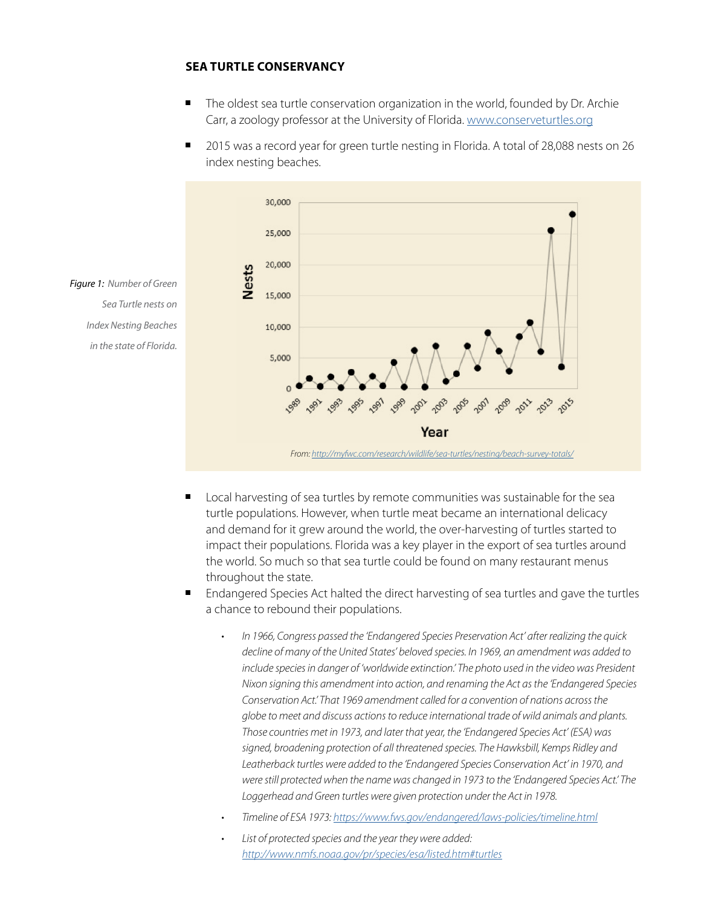## SEA TURTLE CONSERVANCY

- The oldest sea turtle conservation organization in the world, founded by Dr. Archie Carr, a zoology professor at the University of Florida. www.conserveturtles.org
- 2015 was a record year for green turtle nesting in Florida. A total of 28,088 nests on 26 index nesting beaches.

*Figure 1: Number of Green Sea Turtle nests on Index Nesting Beaches in the state of Florida.*

*From: http://myfwc.com/research/wildlife/sea-turtles/nesting/beach-survey-totals/*

- Local harvesting of sea turtles by remote communities was sustainable for the sea turtle populations. However, when turtle meat became an international delicacy and demand for it grew around the world, the over-harvesting of turtles started to impact their populations. Florida was a key player in the export of sea turtles around the world. So much so that sea turtle could be found on many restaurant menus throughout the state.
- Endangered Species Act halted the direct harvesting of sea turtles and gave the turtles a chance to rebound their populations.
  - *In 1966, Congress passed the 'Endangered Species Preservation Act' after realizing the quick decline of many of the United States' beloved species. In 1969, an amendment was added to include species in danger of 'worldwide extinction.' The photo used in the video was President Nixon signing this amendment into action, and renaming the Act as the 'Endangered Species Conservation Act.' That 1969 amendment called for a convention of nations across the globe to meet and discuss actions to reduce international trade of wild animals and plants. Those countries met in 1973, and later that year, the 'Endangered Species Act' (ESA) was signed, broadening protection of all threatened species. The Hawksbill, Kemps Ridley and Leatherback turtles were added to the 'Endangered Species Conservation Act' in 1970, and were still protected when the name was changed in 1973 to the 'Endangered Species Act.' The Loggerhead and Green turtles were given protection under the Act in 1978.*
  - *Timeline of ESA 1973: https://www.fws.gov/endangered/laws-policies/timeline.html*
  - *List of protected species and the year they were added: http://www.nmfs.noaa.gov/pr/species/esa/listed.htm#turtles*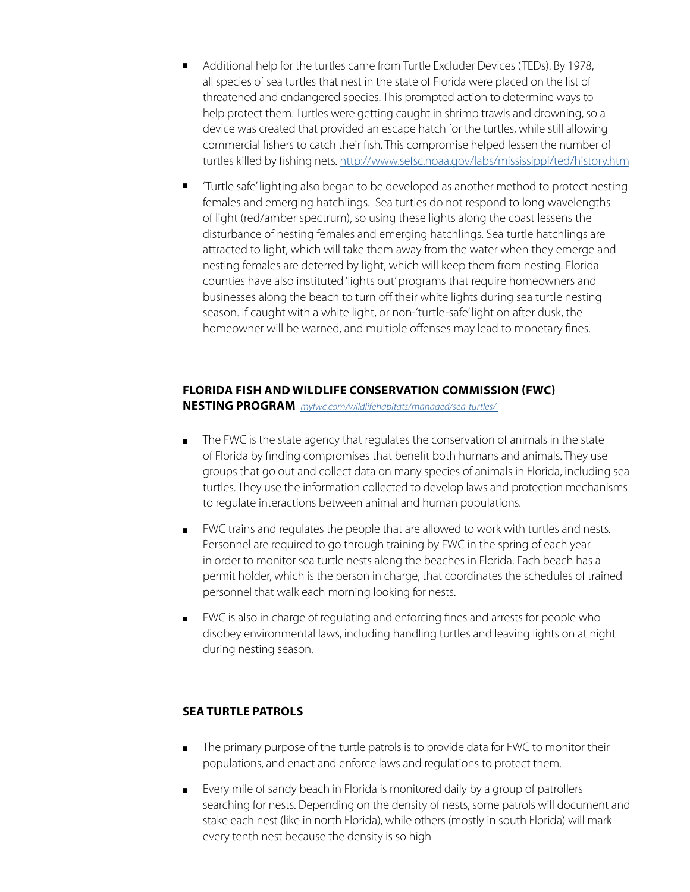- Additional help for the turtles came from Turtle Excluder Devices (TEDs). By 1978, all species of sea turtles that nest in the state of Florida were placed on the list of threatened and endangered species. This prompted action to determine ways to help protect them. Turtles were getting caught in shrimp trawls and drowning, so a device was created that provided an escape hatch for the turtles, while still allowing commercial fishers to catch their fish. This compromise helped lessen the number of turtles killed by fishing nets. http://www.sefsc.noaa.gov/labs/mississippi/ted/history.htm
- 'Turtle safe' lighting also began to be developed as another method to protect nesting females and emerging hatchlings. Sea turtles do not respond to long wavelengths of light (red/amber spectrum), so using these lights along the coast lessens the disturbance of nesting females and emerging hatchlings. Sea turtle hatchlings are attracted to light, which will take them away from the water when they emerge and nesting females are deterred by light, which will keep them from nesting. Florida counties have also instituted 'lights out' programs that require homeowners and businesses along the beach to turn off their white lights during sea turtle nesting season. If caught with a white light, or non-'turtle-safe' light on after dusk, the homeowner will be warned, and multiple offenses may lead to monetary fines.

## FLORIDA FISH AND WILDLIFE CONSERVATION COMMISSION (FWC) NESTING PROGRAM *myfwc.com/wildlifehabitats/managed/sea-turtles/*

- The FWC is the state agency that regulates the conservation of animals in the state of Florida by finding compromises that benefit both humans and animals. They use groups that go out and collect data on many species of animals in Florida, including sea turtles. They use the information collected to develop laws and protection mechanisms to regulate interactions between animal and human populations.
- FWC trains and regulates the people that are allowed to work with turtles and nests. Personnel are required to go through training by FWC in the spring of each year in order to monitor sea turtle nests along the beaches in Florida. Each beach has a permit holder, which is the person in charge, that coordinates the schedules of trained personnel that walk each morning looking for nests.
- FWC is also in charge of regulating and enforcing fines and arrests for people who disobey environmental laws, including handling turtles and leaving lights on at night during nesting season.

## SEA TURTLE PATROLS

- The primary purpose of the turtle patrols is to provide data for FWC to monitor their populations, and enact and enforce laws and regulations to protect them.
- Every mile of sandy beach in Florida is monitored daily by a group of patrollers searching for nests. Depending on the density of nests, some patrols will document and stake each nest (like in north Florida), while others (mostly in south Florida) will mark every tenth nest because the density is so high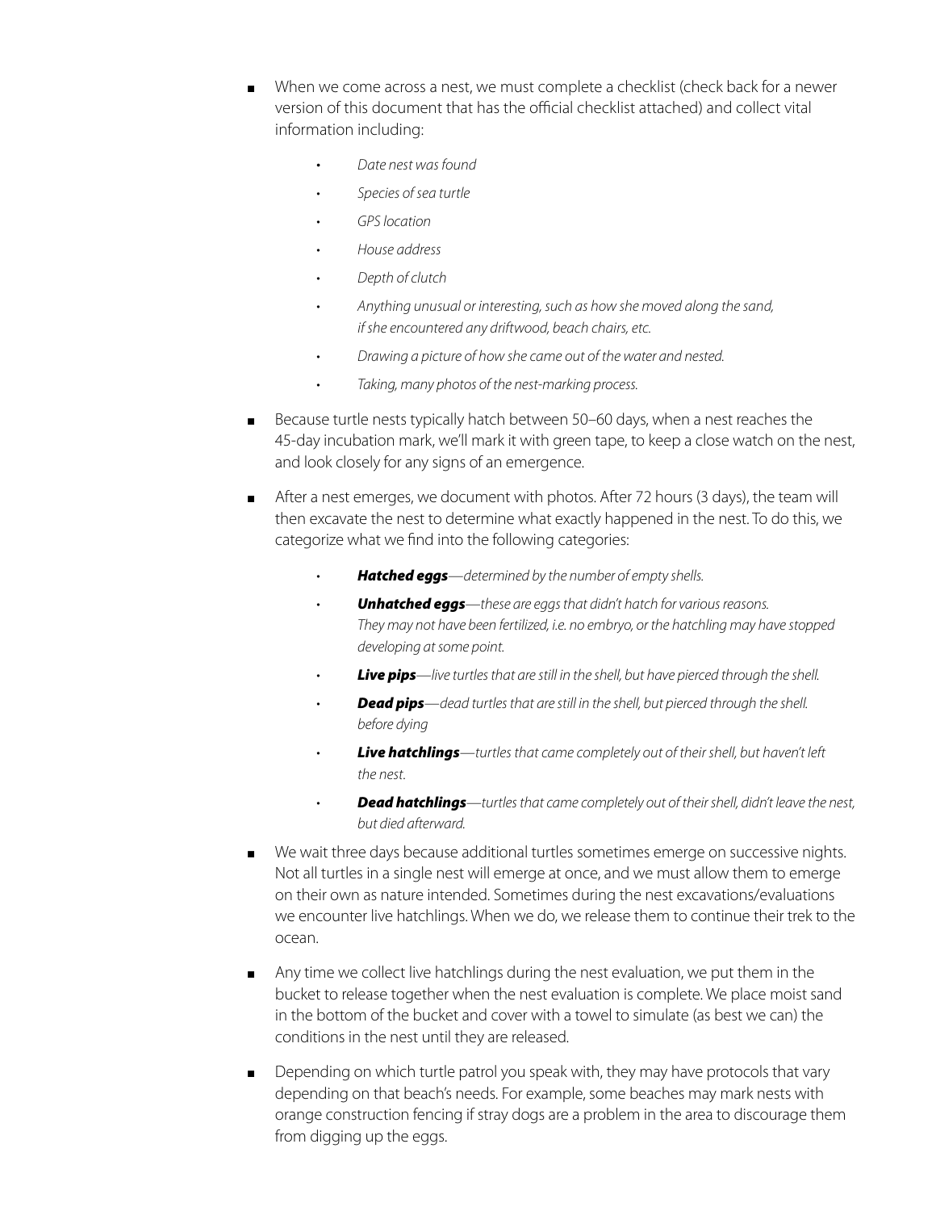- When we come across a nest, we must complete a checklist (check back for a newer version of this document that has the official checklist attached) and collect vital information including:
    - *Date nest was found*
    - *Species of sea turtle*
    - *GPS location*
    - *House address*
    - *Depth of clutch*
    - *Anything unusual or interesting, such as how she moved along the sand, if she encountered any driftwood, beach chairs, etc.*
    - *Drawing a picture of how she came out of the water and nested.*
    - *Taking, many photos of the nest-marking process.*
- Because turtle nests typically hatch between 50–60 days, when a nest reaches the 45-day incubation mark, we'll mark it with green tape, to keep a close watch on the nest, and look closely for any signs of an emergence.
- After a nest emerges, we document with photos. After 72 hours (3 days), the team will then excavate the nest to determine what exactly happened in the nest. To do this, we categorize what we find into the following categories:
    - ***Hatched eggs****—determined by the number of empty shells.*
    - ***Unhatched eggs****—these are eggs that didn't hatch for various reasons. They may not have been fertilized, i.e. no embryo, or the hatchling may have stopped developing at some point.*
    - ***Live pips****—live turtles that are still in the shell, but have pierced through the shell.*
    - ***Dead pips****—dead turtles that are still in the shell, but pierced through the shell. before dying*
    - ***Live hatchlings****—turtles that came completely out of their shell, but haven't left the nest.*
    - ***Dead hatchlings****—turtles that came completely out of their shell, didn't leave the nest, but died afterward.*
- We wait three days because additional turtles sometimes emerge on successive nights. Not all turtles in a single nest will emerge at once, and we must allow them to emerge on their own as nature intended. Sometimes during the nest excavations/evaluations we encounter live hatchlings. When we do, we release them to continue their trek to the ocean.
- Any time we collect live hatchlings during the nest evaluation, we put them in the bucket to release together when the nest evaluation is complete. We place moist sand in the bottom of the bucket and cover with a towel to simulate (as best we can) the conditions in the nest until they are released.
- Depending on which turtle patrol you speak with, they may have protocols that vary depending on that beach's needs. For example, some beaches may mark nests with orange construction fencing if stray dogs are a problem in the area to discourage them from digging up the eggs.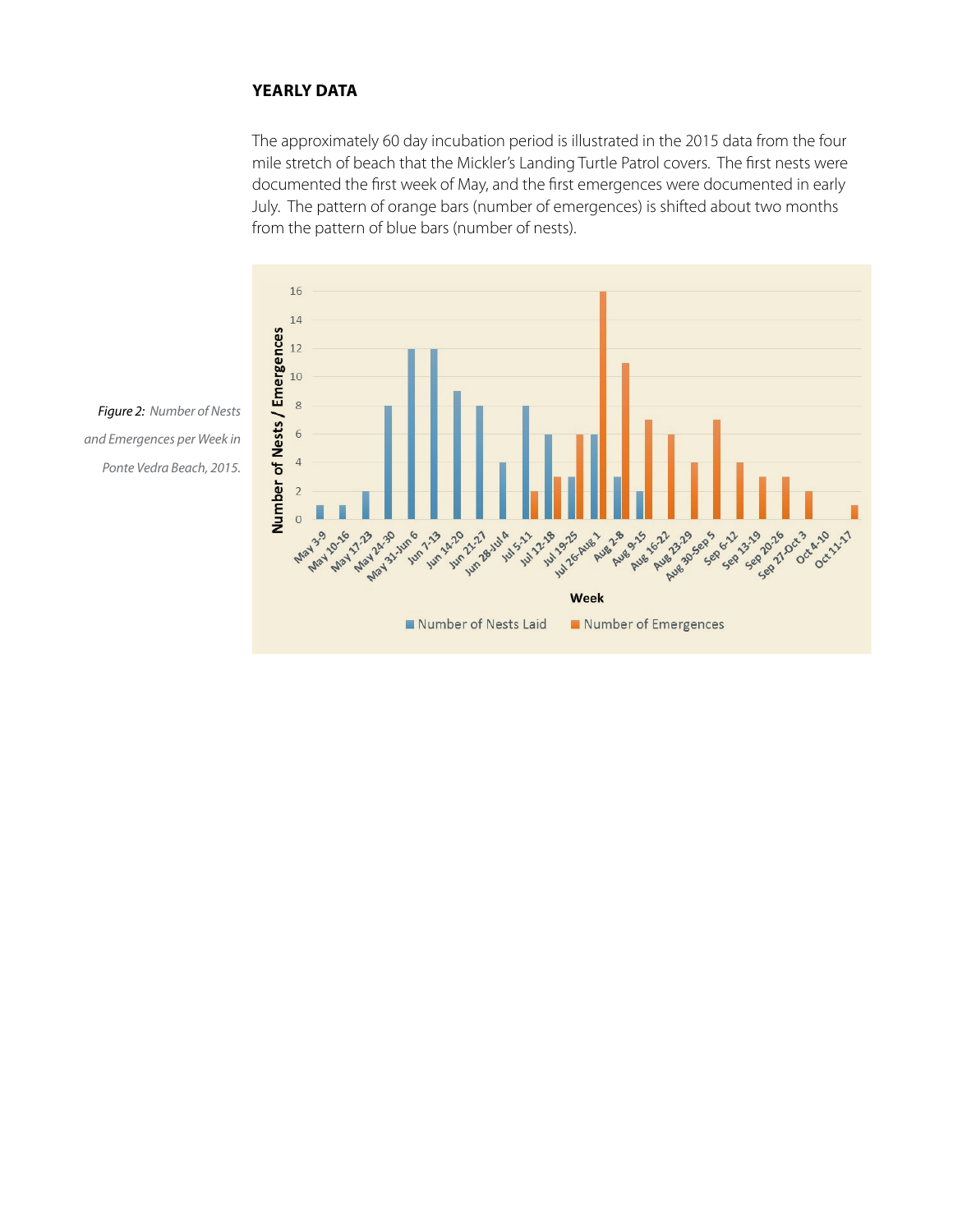## YEARLY DATA

The approximately 60 day incubation period is illustrated in the 2015 data from the four mile stretch of beach that the Mickler's Landing Turtle Patrol covers. The first nests were documented the first week of May, and the first emergences were documented in early July. The pattern of orange bars (number of emergences) is shifted about two months from the pattern of blue bars (number of nests).

Number of Nests / Emergences

16
14
12
10
8
6
4
2
0

May 3-9
May 10-16
May 17-23
May 24-30
May 31-Jun 6
Jun 7-13
Jun 14-20
Jun 21-27
Jun 28-Jul 4
Jul 5-11
Jul 12-18
Jul 19-25
Jul 26-Aug 1
Aug 2-8
Aug 9-15
Aug 16-22
Aug 23-29
Aug 30-Sep 5
Sep 6-12
Sep 13-19
Sep 20-26
Sep 27-Oct 3
Oct 4-10
Oct 11-17

Week

Number of Nests Laid
Number of Emergences

*Figure 2: Number of Nests and Emergences per Week in Ponte Vedra Beach, 2015.*